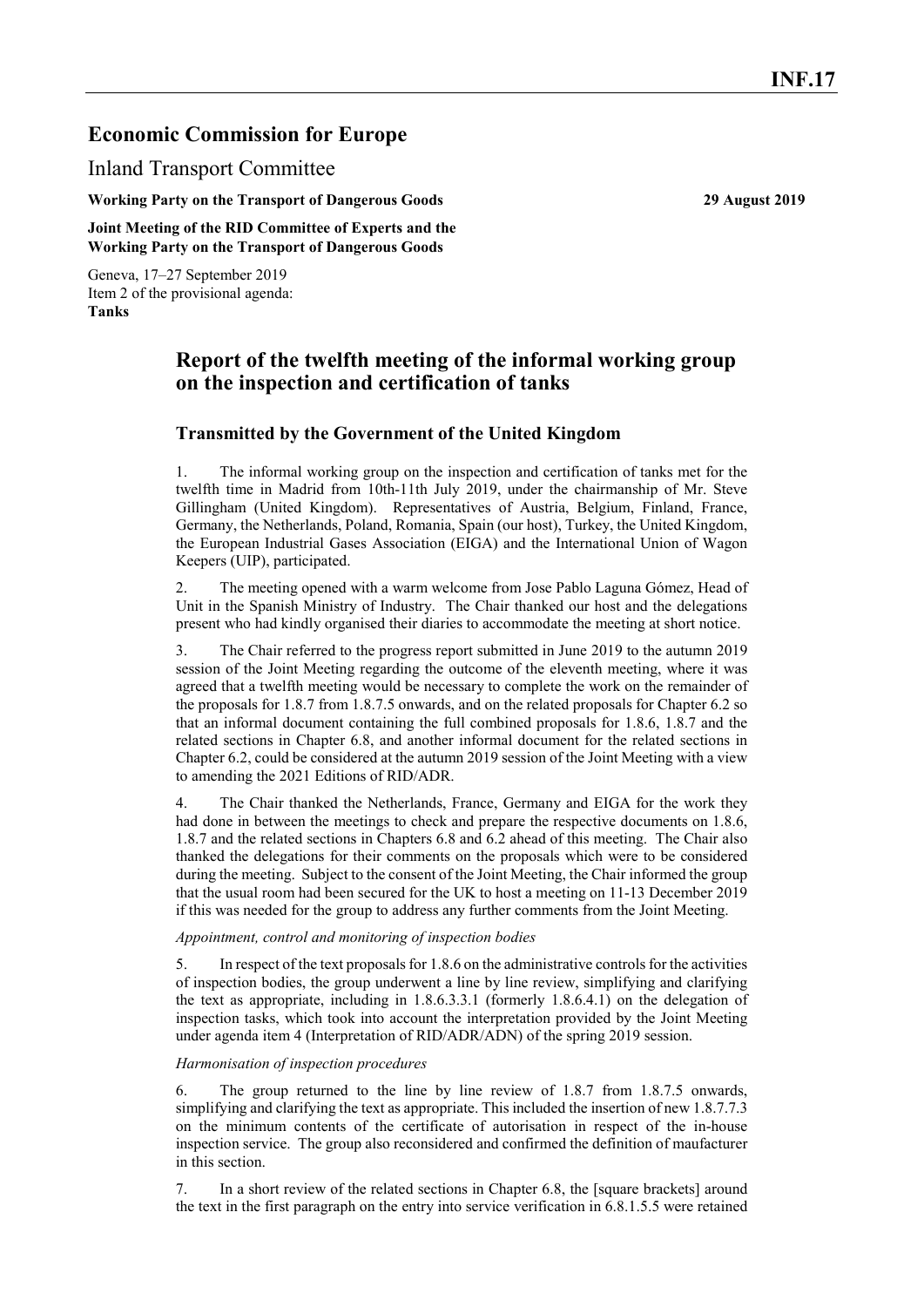**INF.17**

# Economic Commission for Europe

## Inland Transport Committee

**Working Party on the Transport of Dangerous Goods** **29 August 2019**

**Joint Meeting of the RID Committee of Experts and the Working Party on the Transport of Dangerous Goods**

Geneva, 17–27 September 2019
Item 2 of the provisional agenda:
**Tanks**

# Report of the twelfth meeting of the informal working group on the inspection and certification of tanks

## Transmitted by the Government of the United Kingdom

1. The informal working group on the inspection and certification of tanks met for the twelfth time in Madrid from 10th-11th July 2019, under the chairmanship of Mr. Steve Gillingham (United Kingdom). Representatives of Austria, Belgium, Finland, France, Germany, the Netherlands, Poland, Romania, Spain (our host), Turkey, the United Kingdom, the European Industrial Gases Association (EIGA) and the International Union of Wagon Keepers (UIP), participated.

2. The meeting opened with a warm welcome from Jose Pablo Laguna Gómez, Head of Unit in the Spanish Ministry of Industry. The Chair thanked our host and the delegations present who had kindly organised their diaries to accommodate the meeting at short notice.

3. The Chair referred to the progress report submitted in June 2019 to the autumn 2019 session of the Joint Meeting regarding the outcome of the eleventh meeting, where it was agreed that a twelfth meeting would be necessary to complete the work on the remainder of the proposals for 1.8.7 from 1.8.7.5 onwards, and on the related proposals for Chapter 6.2 so that an informal document containing the full combined proposals for 1.8.6, 1.8.7 and the related sections in Chapter 6.8, and another informal document for the related sections in Chapter 6.2, could be considered at the autumn 2019 session of the Joint Meeting with a view to amending the 2021 Editions of RID/ADR.

4. The Chair thanked the Netherlands, France, Germany and EIGA for the work they had done in between the meetings to check and prepare the respective documents on 1.8.6, 1.8.7 and the related sections in Chapters 6.8 and 6.2 ahead of this meeting. The Chair also thanked the delegations for their comments on the proposals which were to be considered during the meeting. Subject to the consent of the Joint Meeting, the Chair informed the group that the usual room had been secured for the UK to host a meeting on 11-13 December 2019 if this was needed for the group to address any further comments from the Joint Meeting.

*Appointment, control and monitoring of inspection bodies*

5. In respect of the text proposals for 1.8.6 on the administrative controls for the activities of inspection bodies, the group underwent a line by line review, simplifying and clarifying the text as appropriate, including in 1.8.6.3.3.1 (formerly 1.8.6.4.1) on the delegation of inspection tasks, which took into account the interpretation provided by the Joint Meeting under agenda item 4 (Interpretation of RID/ADR/ADN) of the spring 2019 session.

*Harmonisation of inspection procedures*

6. The group returned to the line by line review of 1.8.7 from 1.8.7.5 onwards, simplifying and clarifying the text as appropriate. This included the insertion of new 1.8.7.7.3 on the minimum contents of the certificate of autorisation in respect of the in-house inspection service. The group also reconsidered and confirmed the definition of maufacturer in this section.

7. In a short review of the related sections in Chapter 6.8, the [square brackets] around the text in the first paragraph on the entry into service verification in 6.8.1.5.5 were retained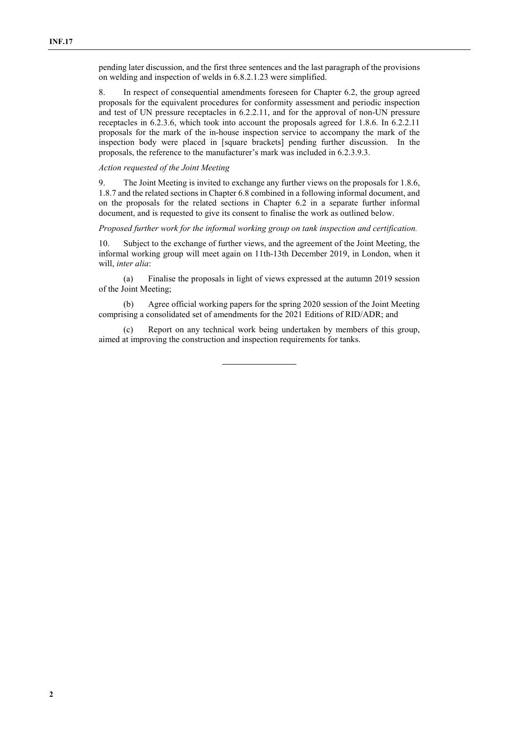pending later discussion, and the first three sentences and the last paragraph of the provisions on welding and inspection of welds in 6.8.2.1.23 were simplified.

8. In respect of consequential amendments foreseen for Chapter 6.2, the group agreed proposals for the equivalent procedures for conformity assessment and periodic inspection and test of UN pressure receptacles in 6.2.2.11, and for the approval of non-UN pressure receptacles in 6.2.3.6, which took into account the proposals agreed for 1.8.6. In 6.2.2.11 proposals for the mark of the in-house inspection service to accompany the mark of the inspection body were placed in [square brackets] pending further discussion. In the proposals, the reference to the manufacturer's mark was included in 6.2.3.9.3.

*Action requested of the Joint Meeting*

9. The Joint Meeting is invited to exchange any further views on the proposals for 1.8.6, 1.8.7 and the related sections in Chapter 6.8 combined in a following informal document, and on the proposals for the related sections in Chapter 6.2 in a separate further informal document, and is requested to give its consent to finalise the work as outlined below.

*Proposed further work for the informal working group on tank inspection and certification.*

10. Subject to the exchange of further views, and the agreement of the Joint Meeting, the informal working group will meet again on 11th-13th December 2019, in London, when it will, *inter alia*:

(a) Finalise the proposals in light of views expressed at the autumn 2019 session of the Joint Meeting;

(b) Agree official working papers for the spring 2020 session of the Joint Meeting comprising a consolidated set of amendments for the 2021 Editions of RID/ADR; and

(c) Report on any technical work being undertaken by members of this group, aimed at improving the construction and inspection requirements for tanks.